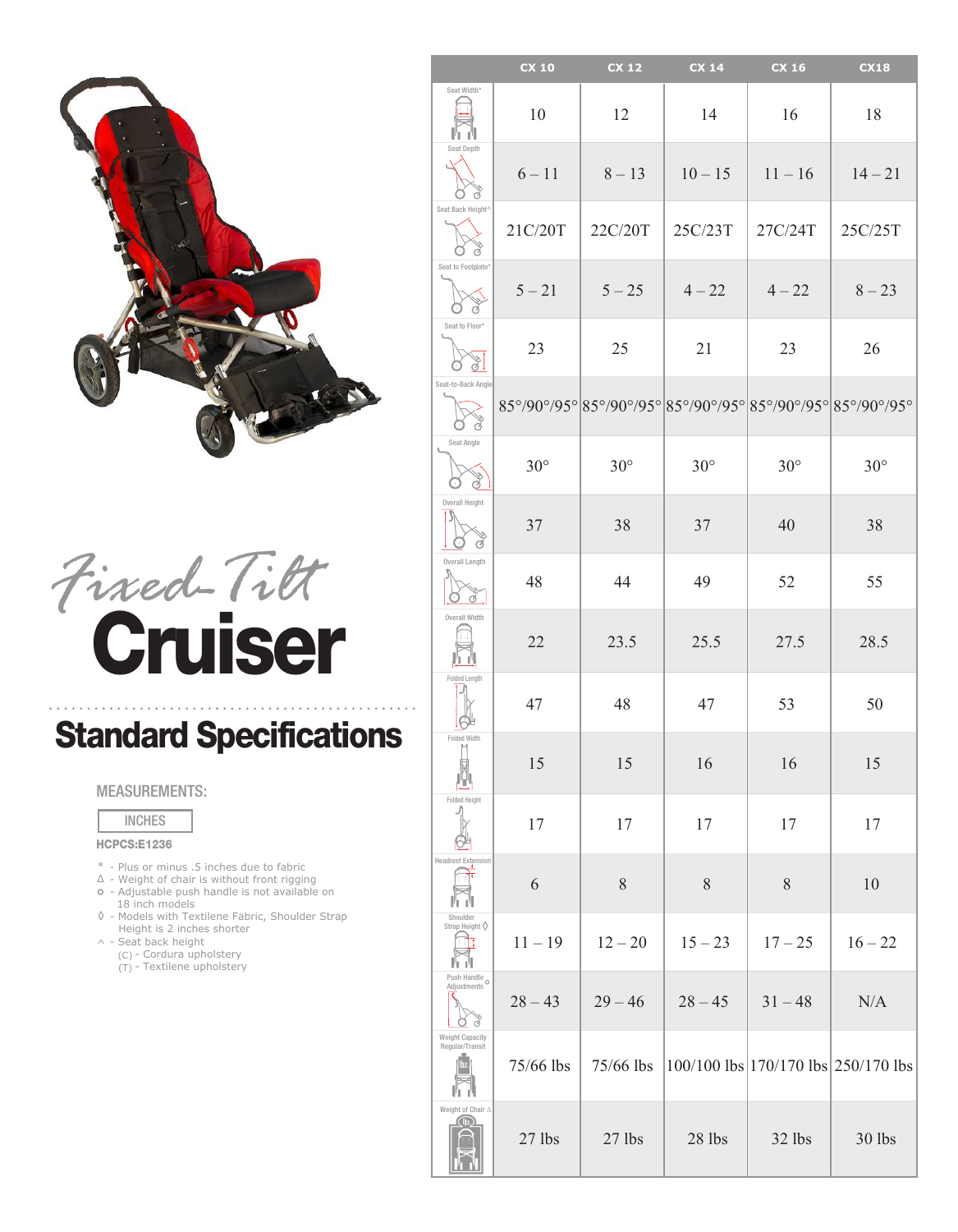# *Fixed-Tilt* Cruiser

## Standard Specifications

MEASUREMENTS:

INCHES

**HCPCS:E1236**

- \* - Plus or minus .5 inches due to fabric
- Δ - Weight of chair is without front rigging
- o - Adjustable push handle is not available on 18 inch models
- ◊ - Models with Textilene Fabric, Shoulder Strap Height is 2 inches shorter
- ^ - Seat back height
  - (C) - Cordura upholstery
  - (T) - Textilene upholstery

| | CX 10 | CX 12 | CX 14 | CX 16 | CX18 |
|---|---|---|---|---|---|
| Seat Width* | 10 | 12 | 14 | 16 | 18 |
| Seat Depth | 6 – 11 | 8 – 13 | 10 – 15 | 11 – 16 | 14 – 21 |
| Seat Back Height^ | 21C/20T | 22C/20T | 25C/23T | 27C/24T | 25C/25T |
| Seat to Footplate* | 5 – 21 | 5 – 25 | 4 – 22 | 4 – 22 | 8 – 23 |
| Seat to Floor* | 23 | 25 | 21 | 23 | 26 |
| Seat-to-Back Angle | 85°/90°/95° | 85°/90°/95° | 85°/90°/95° | 85°/90°/95° | 85°/90°/95° |
| Seat Angle | 30° | 30° | 30° | 30° | 30° |
| Overall Height | 37 | 38 | 37 | 40 | 38 |
| Overall Length | 48 | 44 | 49 | 52 | 55 |
| Overall Width | 22 | 23.5 | 25.5 | 27.5 | 28.5 |
| Folded Length | 47 | 48 | 47 | 53 | 50 |
| Folded Width | 15 | 15 | 16 | 16 | 15 |
| Folded Height | 17 | 17 | 17 | 17 | 17 |
| Headrest Extension | 6 | 8 | 8 | 8 | 10 |
| Shoulder Strap Height ◊ | 11 – 19 | 12 – 20 | 15 – 23 | 17 – 25 | 16 – 22 |
| Push Handle Adjustments o | 28 – 43 | 29 – 46 | 28 – 45 | 31 – 48 | N/A |
| Weight Capacity Regular/Transit | 75/66 lbs | 75/66 lbs | 100/100 lbs | 170/170 lbs | 250/170 lbs |
| Weight of Chair Δ | 27 lbs | 27 lbs | 28 lbs | 32 lbs | 30 lbs |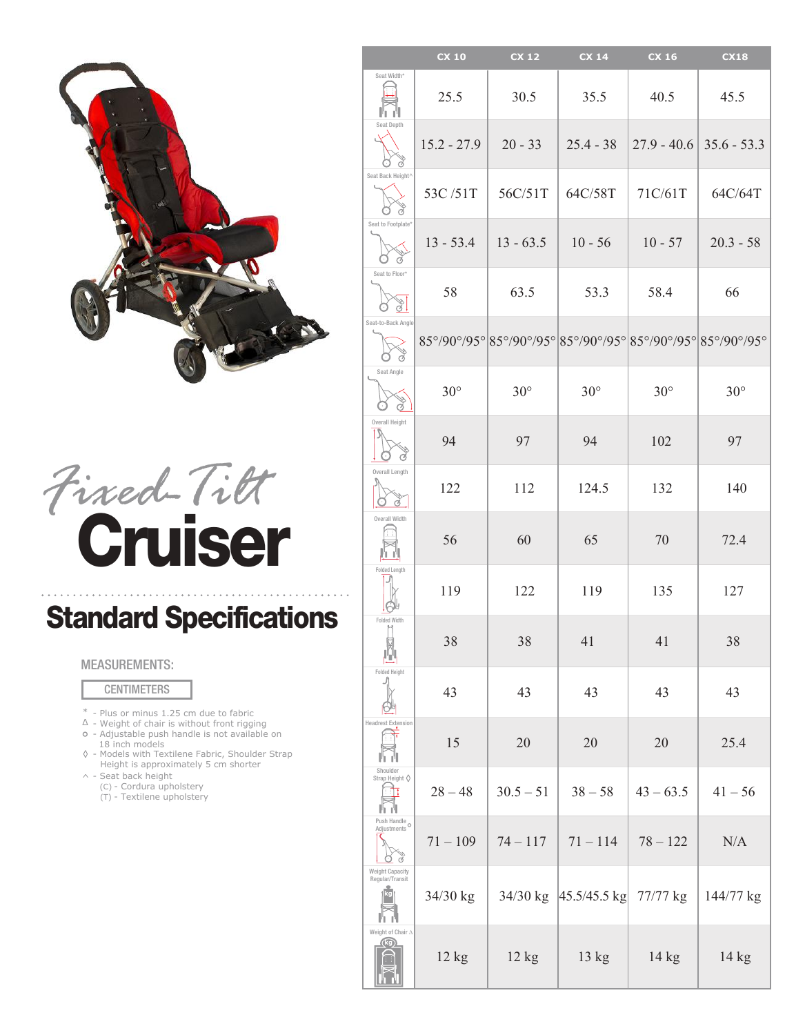*Fixed-Tilt*

# Cruiser

## Standard Specifications

MEASUREMENTS:

CENTIMETERS

\* - Plus or minus 1.25 cm due to fabric
Δ - Weight of chair is without front rigging
○ - Adjustable push handle is not available on 18 inch models
◊ - Models with Textilene Fabric, Shoulder Strap Height is approximately 5 cm shorter
^ - Seat back height
(C) - Cordura upholstery
(T) - Textilene upholstery

| | CX 10 | CX 12 | CX 14 | CX 16 | CX18 |
|---|---|---|---|---|---|
| Seat Width* | 25.5 | 30.5 | 35.5 | 40.5 | 45.5 |
| Seat Depth | 15.2 - 27.9 | 20 - 33 | 25.4 - 38 | 27.9 - 40.6 | 35.6 - 53.3 |
| Seat Back Height^ | 53C /51T | 56C/51T | 64C/58T | 71C/61T | 64C/64T |
| Seat to Footplate* | 13 - 53.4 | 13 - 63.5 | 10 - 56 | 10 - 57 | 20.3 - 58 |
| Seat to Floor* | 58 | 63.5 | 53.3 | 58.4 | 66 |
| Seat-to-Back Angle | 85°/90°/95° | 85°/90°/95° | 85°/90°/95° | 85°/90°/95° | 85°/90°/95° |
| Seat Angle | 30° | 30° | 30° | 30° | 30° |
| Overall Height | 94 | 97 | 94 | 102 | 97 |
| Overall Length | 122 | 112 | 124.5 | 132 | 140 |
| Overall Width | 56 | 60 | 65 | 70 | 72.4 |
| Folded Length | 119 | 122 | 119 | 135 | 127 |
| Folded Width | 38 | 38 | 41 | 41 | 38 |
| Folded Height | 43 | 43 | 43 | 43 | 43 |
| Headrest Extension | 15 | 20 | 20 | 20 | 25.4 |
| Shoulder Strap Height ◊ | 28 – 48 | 30.5 – 51 | 38 – 58 | 43 – 63.5 | 41 – 56 |
| Push Handle Adjustments ○ | 71 – 109 | 74 – 117 | 71 – 114 | 78 – 122 | N/A |
| Weight Capacity Regular/Transit | 34/30 kg | 34/30 kg | 45.5/45.5 kg | 77/77 kg | 144/77 kg |
| Weight of Chair Δ | 12 kg | 12 kg | 13 kg | 14 kg | 14 kg |